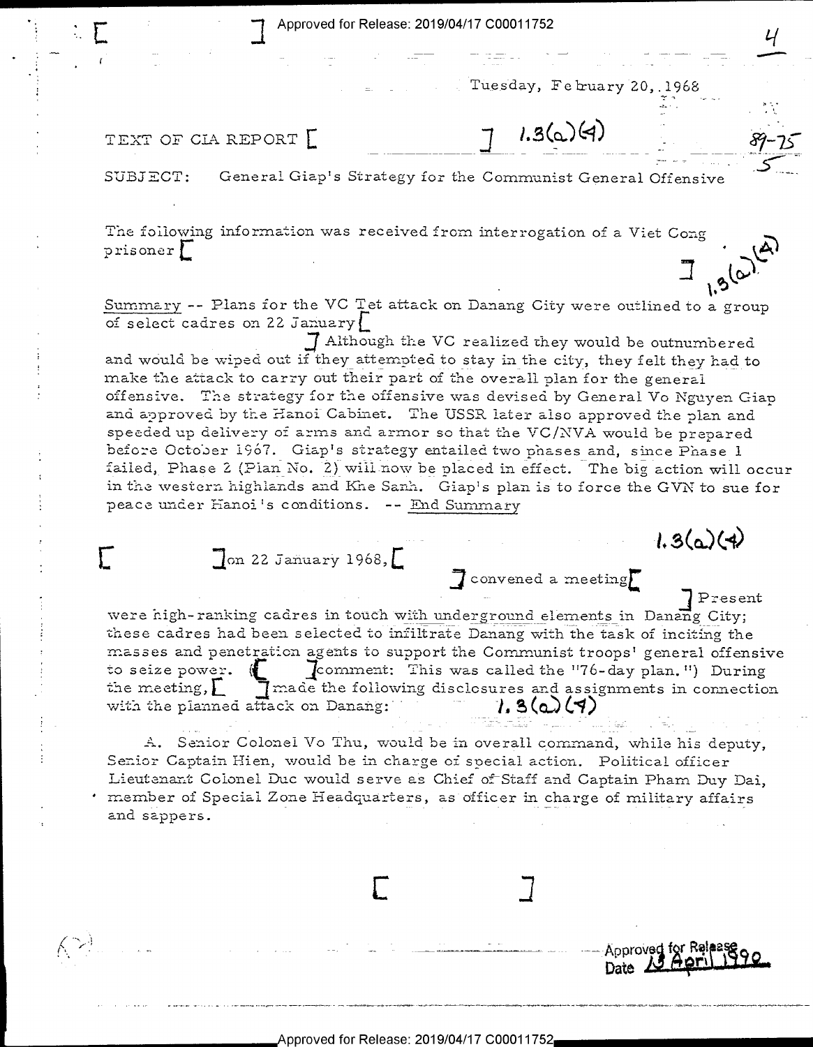Tuesday, February 20, 1968

TEXT OF CIA REPORT [ ] 1.3(a)(4)

SUBJECT: General Giap's Strategy for the Communist General Offensive

The following information was received from interrogation of a Viet Cong prisoner [ ] 1.3(a)(4)

Summary -- Plans for the VC Tet attack on Danang City were outlined to a group of select cadres on 22 January [ ] Although the VC realized they would be outnumbered and would be wiped out if they attempted to stay in the city, they felt they had to make the attack to carry out their part of the overall plan for the general offensive. The strategy for the offensive was devised by General Vo Nguyen Giap and approved by the Hanoi Cabinet. The USSR later also approved the plan and speeded up delivery of arms and armor so that the VC/NVA would be prepared before October 1967. Giap's strategy entailed two phases and, since Phase 1 failed, Phase 2 (Plan No. 2) will now be placed in effect. The big action will occur in the western highlands and Khe Sanh. Giap's plan is to force the GVN to sue for peace under Hanoi's conditions. -- End Summary

1.3(a)(4)

[ ] on 22 January 1968, [ ] convened a meeting [ ] Present were high-ranking cadres in touch with underground elements in Danang City; these cadres had been selected to infiltrate Danang with the task of inciting the masses and penetration agents to support the Communist troops' general offensive to seize power. ([ ] comment: This was called the "76-day plan.") During the meeting, [ ] made the following disclosures and assignments in connection with the planned attack on Danang: 1.3(a)(4)

A. Senior Colonel Vo Thu, would be in overall command, while his deputy, Senior Captain Hien, would be in charge of special action. Political officer Lieutenant Colonel Duc would serve as Chief of Staff and Captain Pham Duy Dai, member of Special Zone Headquarters, as officer in charge of military affairs and sappers.

[ ]

Approved for Release
Date 13 April 1990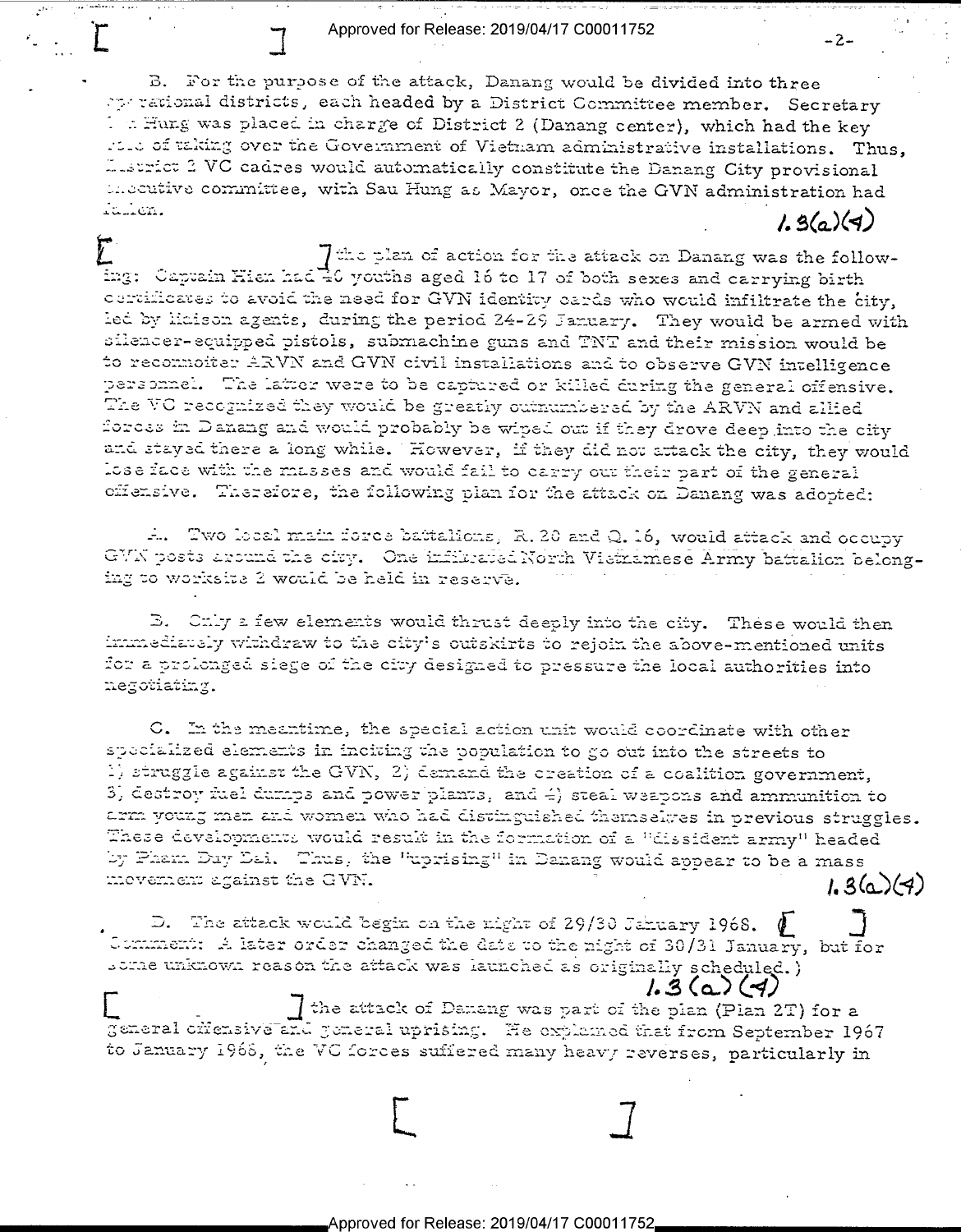B. For the purpose of the attack, Danang would be divided into three operational districts, each headed by a District Committee member. Secretary Sau Hung was placed in charge of District 2 (Danang center), which had the key role of taking over the Government of Vietnam administrative installations. Thus, District 2 VC cadres would automatically constitute the Danang City provisional executive committee, with Sau Hung as Mayor, once the GVN administration had fallen.

1.3(a)(4)

[ ] the plan of action for the attack on Danang was the following: Captain Hien had 40 youths aged 16 to 17 of both sexes and carrying birth certificates to avoid the need for GVN identity cards who would infiltrate the city, led by liaison agents, during the period 24-29 January. They would be armed with silencer-equipped pistols, submachine guns and TNT and their mission would be to reconnoiter ARVN and GVN civil installations and to observe GVN intelligence personnel. The latter were to be captured or killed during the general offensive. The VC recognized they would be greatly outnumbered by the ARVN and allied forces in Danang and would probably be wiped out if they drove deep into the city and stayed there a long while. However, if they did not attack the city, they would lose face with the masses and would fail to carry out their part of the general offensive. Therefore, the following plan for the attack on Danang was adopted:

A. Two local main force battalions, R.20 and Q.16, would attack and occupy GVN posts around the city. One infiltrated North Vietnamese Army battalion belonging to worksite 2 would be held in reserve.

B. Only a few elements would thrust deeply into the city. These would then immediately withdraw to the city's outskirts to rejoin the above-mentioned units for a prolonged siege of the city designed to pressure the local authorities into negotiating.

C. In the meantime, the special action unit would coordinate with other specialized elements in inciting the population to go out into the streets to 1) struggle against the GVN, 2) demand the creation of a coalition government, 3) destroy fuel dumps and power plants, and 4) steal weapons and ammunition to arm young men and women who had distinguished themselves in previous struggles. These developments would result in the formation of a "dissident army" headed by Pham Duy Dai. Thus, the "uprising" in Danang would appear to be a mass movement against the GVN.

1.3(a)(4)

D. The attack would begin on the night of 29/30 January 1968. ([ ] Comment: A later order changed the date to the night of 30/31 January, but for some unknown reason the attack was launched as originally scheduled.)

1.3(a)(4)

[ ] the attack of Danang was part of the plan (Plan 2T) for a general offensive and general uprising. He explained that from September 1967 to January 1968, the VC forces suffered many heavy reverses, particularly in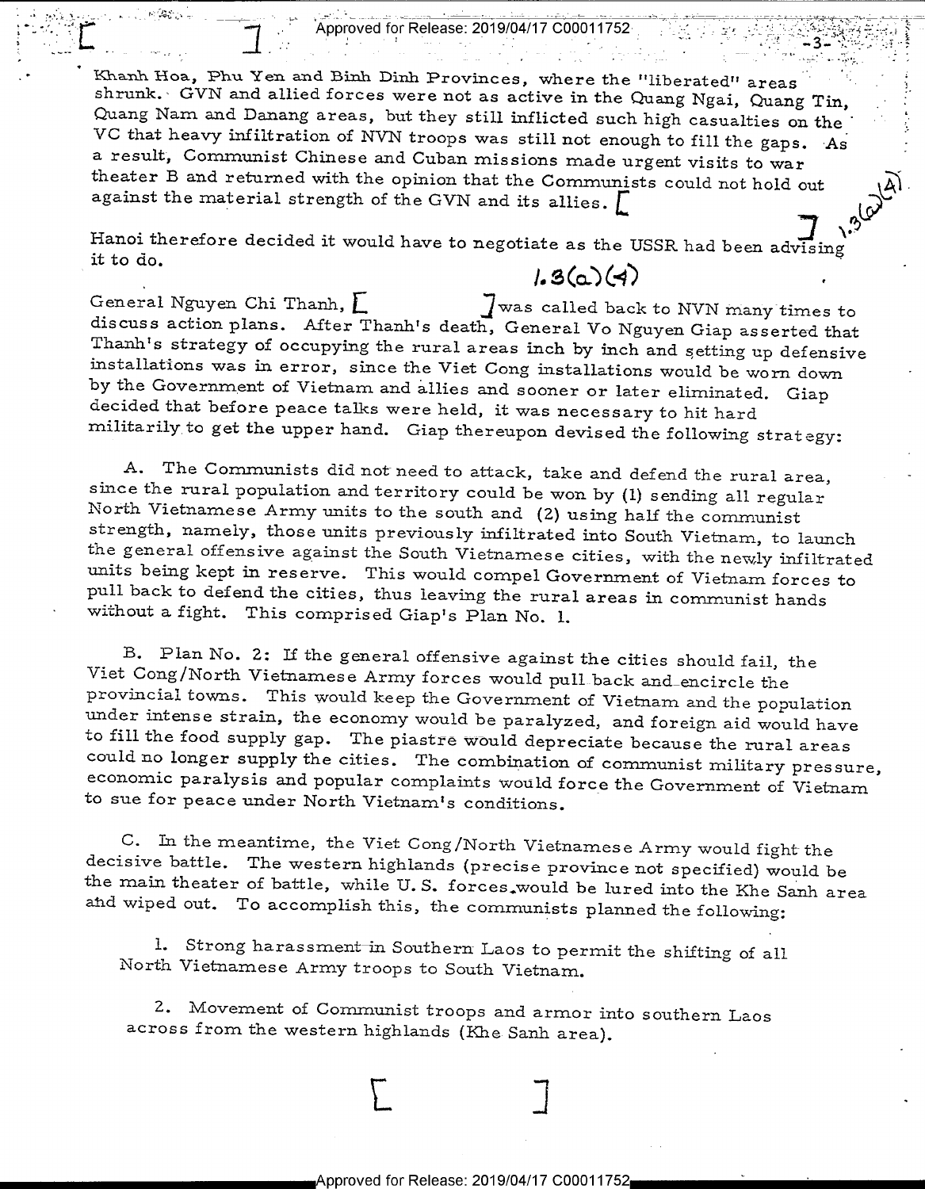Khanh Hoa, Phu Yen and Binh Dinh Provinces, where the "liberated" areas shrunk. GVN and allied forces were not as active in the Quang Ngai, Quang Tin, Quang Nam and Danang areas, but they still inflicted such high casualties on the VC that heavy infiltration of NVN troops was still not enough to fill the gaps. As a result, Communist Chinese and Cuban missions made urgent visits to war theater B and returned with the opinion that the Communists could not hold out against the material strength of the GVN and its allies. [ ] 1.3(a)(4)

Hanoi therefore decided it would have to negotiate as the USSR had been advising it to do.

1.3(a)(4)

General Nguyen Chi Thanh, [ ] was called back to NVN many times to discuss action plans. After Thanh's death, General Vo Nguyen Giap asserted that Thanh's strategy of occupying the rural areas inch by inch and setting up defensive installations was in error, since the Viet Cong installations would be worn down by the Government of Vietnam and allies and sooner or later eliminated. Giap decided that before peace talks were held, it was necessary to hit hard militarily to get the upper hand. Giap thereupon devised the following strategy:

A. The Communists did not need to attack, take and defend the rural area, since the rural population and territory could be won by (1) sending all regular North Vietnamese Army units to the south and (2) using half the communist strength, namely, those units previously infiltrated into South Vietnam, to launch the general offensive against the South Vietnamese cities, with the newly infiltrated units being kept in reserve. This would compel Government of Vietnam forces to pull back to defend the cities, thus leaving the rural areas in communist hands without a fight. This comprised Giap's Plan No. 1.

B. Plan No. 2: If the general offensive against the cities should fail, the Viet Cong/North Vietnamese Army forces would pull back and encircle the provincial towns. This would keep the Government of Vietnam and the population under intense strain, the economy would be paralyzed, and foreign aid would have to fill the food supply gap. The piastre would depreciate because the rural areas could no longer supply the cities. The combination of communist military pressure, economic paralysis and popular complaints would force the Government of Vietnam to sue for peace under North Vietnam's conditions.

C. In the meantime, the Viet Cong/North Vietnamese Army would fight the decisive battle. The western highlands (precise province not specified) would be the main theater of battle, while U. S. forces would be lured into the Khe Sanh area and wiped out. To accomplish this, the communists planned the following:

1. Strong harassment in Southern Laos to permit the shifting of all North Vietnamese Army troops to South Vietnam.

2. Movement of Communist troops and armor into southern Laos across from the western highlands (Khe Sanh area).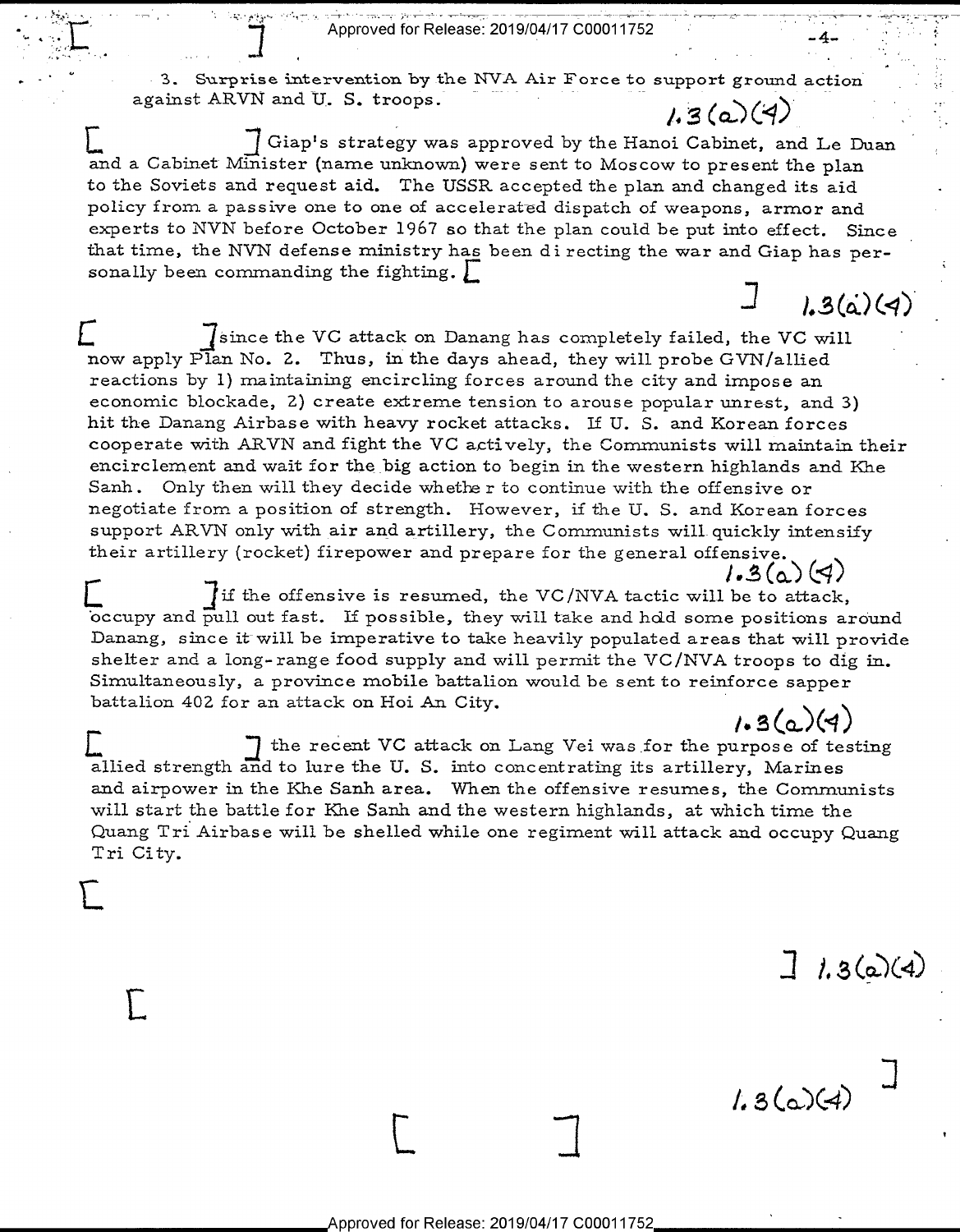3. Surprise intervention by the NVA Air Force to support ground action against ARVN and U. S. troops.

1.3(a)(4)

[ ] Giap's strategy was approved by the Hanoi Cabinet, and Le Duan and a Cabinet Minister (name unknown) were sent to Moscow to present the plan to the Soviets and request aid. The USSR accepted the plan and changed its aid policy from a passive one to one of accelerated dispatch of weapons, armor and experts to NVN before October 1967 so that the plan could be put into effect. Since that time, the NVN defense ministry has been directing the war and Giap has personally been commanding the fighting. [ ] 1.3(a)(4)

[ ] since the VC attack on Danang has completely failed, the VC will now apply Plan No. 2. Thus, in the days ahead, they will probe GVN/allied reactions by 1) maintaining encircling forces around the city and impose an economic blockade, 2) create extreme tension to arouse popular unrest, and 3) hit the Danang Airbase with heavy rocket attacks. If U. S. and Korean forces cooperate with ARVN and fight the VC actively, the Communists will maintain their encirclement and wait for the big action to begin in the western highlands and Khe Sanh. Only then will they decide whether to continue with the offensive or negotiate from a position of strength. However, if the U. S. and Korean forces support ARVN only with air and artillery, the Communists will quickly intensify their artillery (rocket) firepower and prepare for the general offensive.

1.3(a)(4)

[ ] if the offensive is resumed, the VC/NVA tactic will be to attack, occupy and pull out fast. If possible, they will take and hold some positions around Danang, since it will be imperative to take heavily populated areas that will provide shelter and a long-range food supply and will permit the VC/NVA troops to dig in. Simultaneously, a province mobile battalion would be sent to reinforce sapper battalion 402 for an attack on Hoi An City.

1.3(a)(4)

[ ] the recent VC attack on Lang Vei was for the purpose of testing allied strength and to lure the U. S. into concentrating its artillery, Marines and airpower in the Khe Sanh area. When the offensive resumes, the Communists will start the battle for Khe Sanh and the western highlands, at which time the Quang Tri Airbase will be shelled while one regiment will attack and occupy Quang Tri City.

[ ] 1.3(a)(4)

[ ] 1.3(a)(4)

[ ]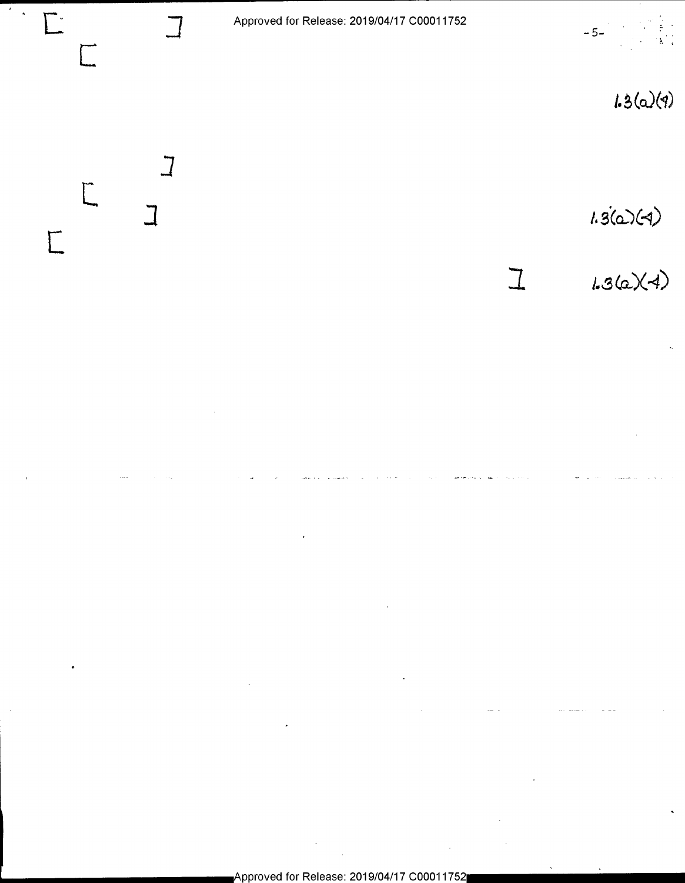1.3(a)(4)

1.3(a)(4)

1.3(a)(4)